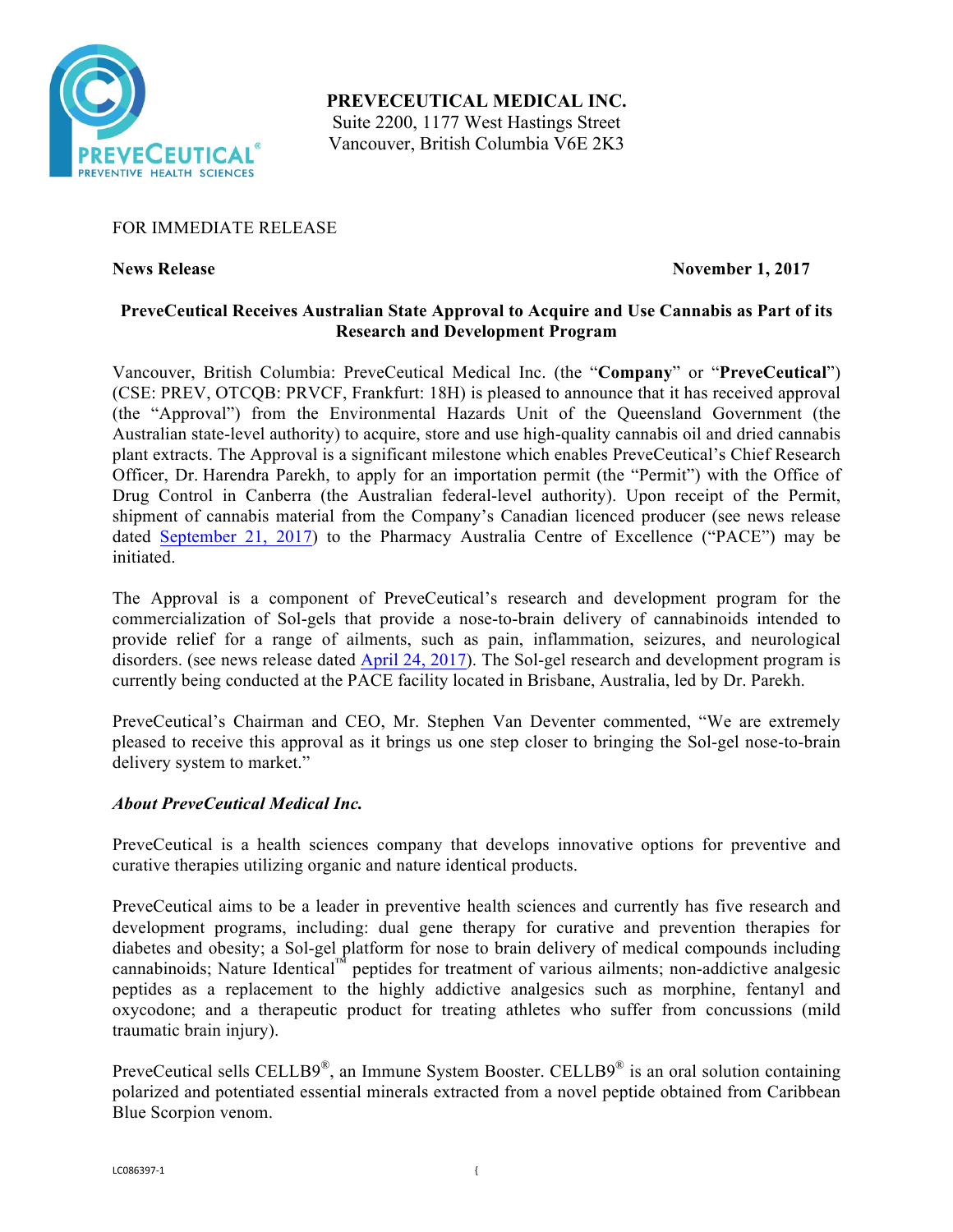**PREVECEUTICAL MEDICAL INC.**
Suite 2200, 1177 West Hastings Street
Vancouver, British Columbia V6E 2K3

FOR IMMEDIATE RELEASE

**News Release** **November 1, 2017**

## PreveCeutical Receives Australian State Approval to Acquire and Use Cannabis as Part of its Research and Development Program

Vancouver, British Columbia: PreveCeutical Medical Inc. (the "**Company**" or "**PreveCeutical**") (CSE: PREV, OTCQB: PRVCF, Frankfurt: 18H) is pleased to announce that it has received approval (the "Approval") from the Environmental Hazards Unit of the Queensland Government (the Australian state-level authority) to acquire, store and use high-quality cannabis oil and dried cannabis plant extracts. The Approval is a significant milestone which enables PreveCeutical's Chief Research Officer, Dr. Harendra Parekh, to apply for an importation permit (the "Permit") with the Office of Drug Control in Canberra (the Australian federal-level authority). Upon receipt of the Permit, shipment of cannabis material from the Company's Canadian licenced producer (see news release dated September 21, 2017) to the Pharmacy Australia Centre of Excellence ("PACE") may be initiated.

The Approval is a component of PreveCeutical's research and development program for the commercialization of Sol-gels that provide a nose-to-brain delivery of cannabinoids intended to provide relief for a range of ailments, such as pain, inflammation, seizures, and neurological disorders. (see news release dated April 24, 2017). The Sol-gel research and development program is currently being conducted at the PACE facility located in Brisbane, Australia, led by Dr. Parekh.

PreveCeutical's Chairman and CEO, Mr. Stephen Van Deventer commented, "We are extremely pleased to receive this approval as it brings us one step closer to bringing the Sol-gel nose-to-brain delivery system to market."

### *About PreveCeutical Medical Inc.*

PreveCeutical is a health sciences company that develops innovative options for preventive and curative therapies utilizing organic and nature identical products.

PreveCeutical aims to be a leader in preventive health sciences and currently has five research and development programs, including: dual gene therapy for curative and prevention therapies for diabetes and obesity; a Sol-gel platform for nose to brain delivery of medical compounds including cannabinoids; Nature Identical™ peptides for treatment of various ailments; non-addictive analgesic peptides as a replacement to the highly addictive analgesics such as morphine, fentanyl and oxycodone; and a therapeutic product for treating athletes who suffer from concussions (mild traumatic brain injury).

PreveCeutical sells CELLB9®, an Immune System Booster. CELLB9® is an oral solution containing polarized and potentiated essential minerals extracted from a novel peptide obtained from Caribbean Blue Scorpion venom.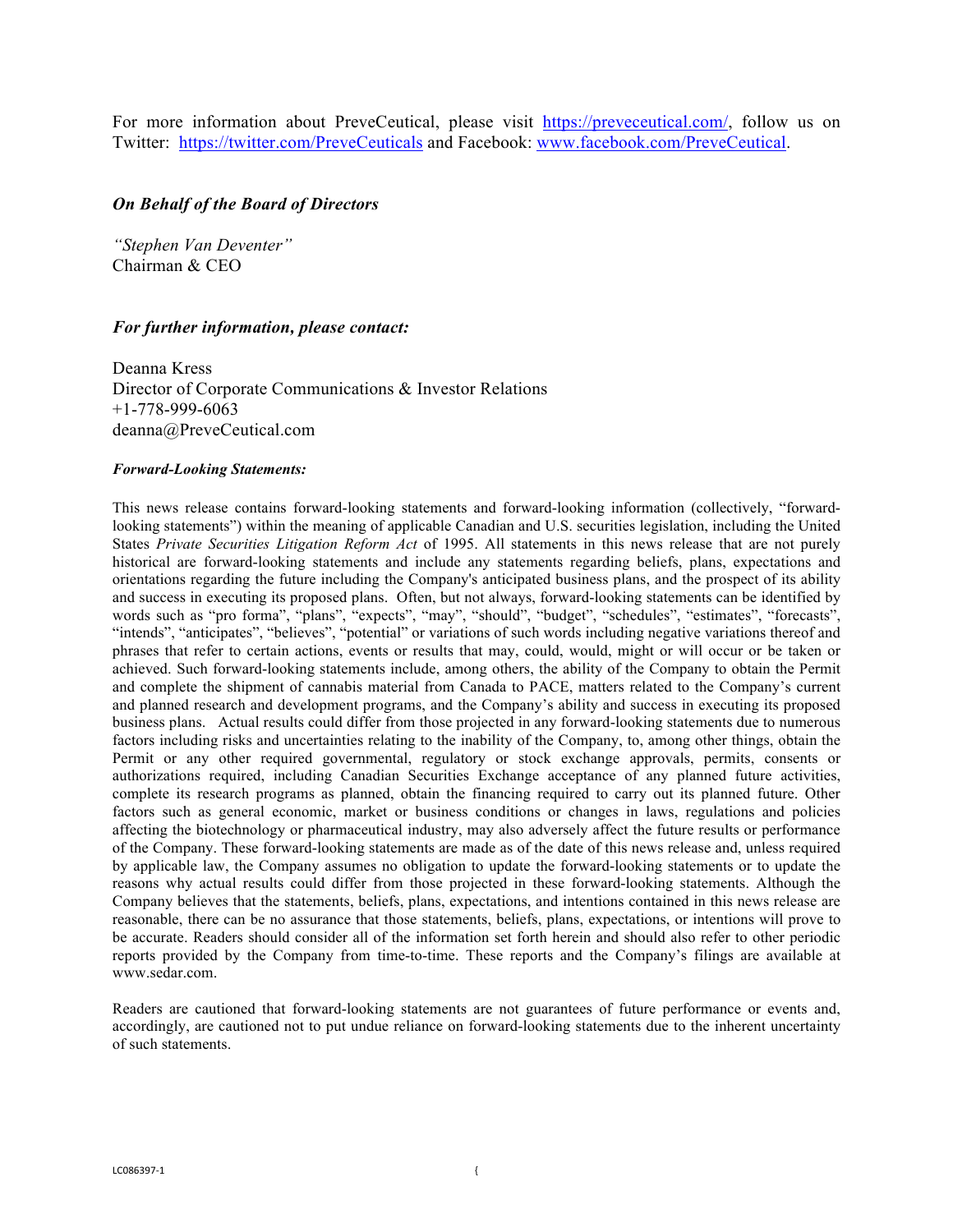For more information about PreveCeutical, please visit https://preveceutical.com/, follow us on Twitter: https://twitter.com/PreveCeuticals and Facebook: www.facebook.com/PreveCeutical.

***On Behalf of the Board of Directors***

*"Stephen Van Deventer"*
Chairman & CEO

***For further information, please contact:***

Deanna Kress
Director of Corporate Communications & Investor Relations
+1-778-999-6063
deanna@PreveCeutical.com

***Forward-Looking Statements:***

This news release contains forward-looking statements and forward-looking information (collectively, "forward-looking statements") within the meaning of applicable Canadian and U.S. securities legislation, including the United States *Private Securities Litigation Reform Act* of 1995. All statements in this news release that are not purely historical are forward-looking statements and include any statements regarding beliefs, plans, expectations and orientations regarding the future including the Company's anticipated business plans, and the prospect of its ability and success in executing its proposed plans. Often, but not always, forward-looking statements can be identified by words such as "pro forma", "plans", "expects", "may", "should", "budget", "schedules", "estimates", "forecasts", "intends", "anticipates", "believes", "potential" or variations of such words including negative variations thereof and phrases that refer to certain actions, events or results that may, could, would, might or will occur or be taken or achieved. Such forward-looking statements include, among others, the ability of the Company to obtain the Permit and complete the shipment of cannabis material from Canada to PACE, matters related to the Company's current and planned research and development programs, and the Company's ability and success in executing its proposed business plans. Actual results could differ from those projected in any forward-looking statements due to numerous factors including risks and uncertainties relating to the inability of the Company, to, among other things, obtain the Permit or any other required governmental, regulatory or stock exchange approvals, permits, consents or authorizations required, including Canadian Securities Exchange acceptance of any planned future activities, complete its research programs as planned, obtain the financing required to carry out its planned future. Other factors such as general economic, market or business conditions or changes in laws, regulations and policies affecting the biotechnology or pharmaceutical industry, may also adversely affect the future results or performance of the Company. These forward-looking statements are made as of the date of this news release and, unless required by applicable law, the Company assumes no obligation to update the forward-looking statements or to update the reasons why actual results could differ from those projected in these forward-looking statements. Although the Company believes that the statements, beliefs, plans, expectations, and intentions contained in this news release are reasonable, there can be no assurance that those statements, beliefs, plans, expectations, or intentions will prove to be accurate. Readers should consider all of the information set forth herein and should also refer to other periodic reports provided by the Company from time-to-time. These reports and the Company's filings are available at www.sedar.com.

Readers are cautioned that forward-looking statements are not guarantees of future performance or events and, accordingly, are cautioned not to put undue reliance on forward-looking statements due to the inherent uncertainty of such statements.